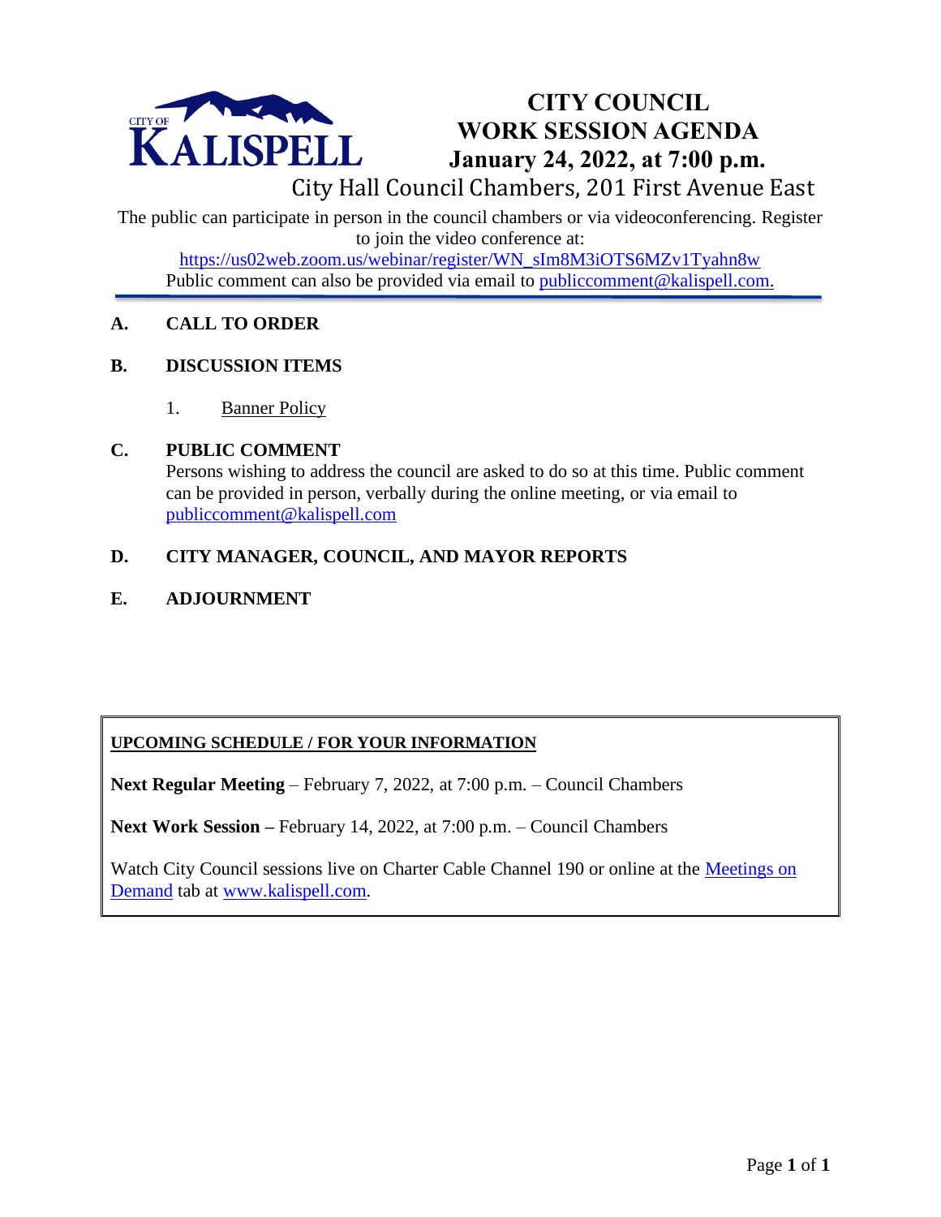CITY OF KALISPELL

# CITY COUNCIL WORK SESSION AGENDA
## January 24, 2022, at 7:00 p.m.

City Hall Council Chambers, 201 First Avenue East

The public can participate in person in the council chambers or via videoconferencing. Register to join the video conference at:
https://us02web.zoom.us/webinar/register/WN_sIm8M3iOTS6MZv1Tyahn8w
Public comment can also be provided via email to publiccomment@kalispell.com.

**A. CALL TO ORDER**

**B. DISCUSSION ITEMS**

1. Banner Policy

**C. PUBLIC COMMENT**

Persons wishing to address the council are asked to do so at this time. Public comment can be provided in person, verbally during the online meeting, or via email to publiccomment@kalispell.com

**D. CITY MANAGER, COUNCIL, AND MAYOR REPORTS**

**E. ADJOURNMENT**

**UPCOMING SCHEDULE / FOR YOUR INFORMATION**

**Next Regular Meeting** – February 7, 2022, at 7:00 p.m. – Council Chambers

**Next Work Session –** February 14, 2022, at 7:00 p.m. – Council Chambers

Watch City Council sessions live on Charter Cable Channel 190 or online at the Meetings on Demand tab at www.kalispell.com.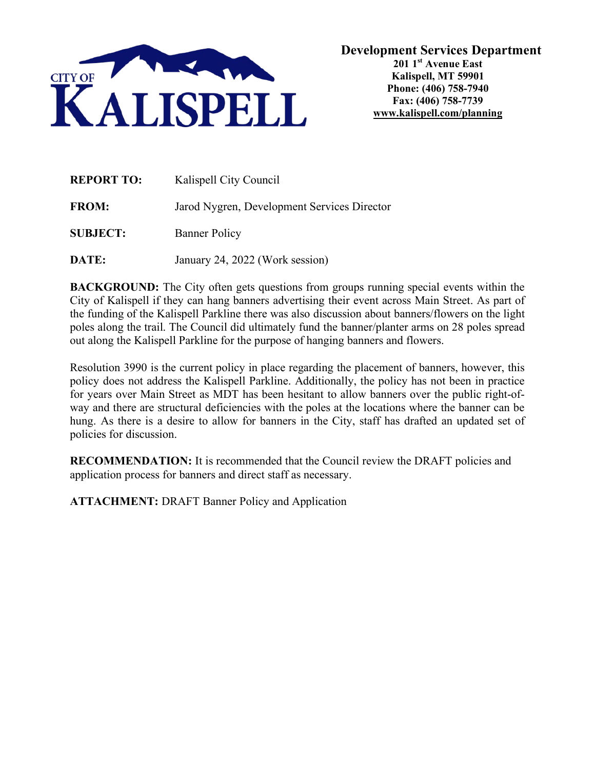**CITY OF KALISPELL**

**Development Services Department**
**201 1st Avenue East**
**Kalispell, MT 59901**
**Phone: (406) 758-7940**
**Fax: (406) 758-7739**
**www.kalispell.com/planning**

**REPORT TO:** Kalispell City Council

**FROM:** Jarod Nygren, Development Services Director

**SUBJECT:** Banner Policy

**DATE:** January 24, 2022 (Work session)

**BACKGROUND:** The City often gets questions from groups running special events within the City of Kalispell if they can hang banners advertising their event across Main Street. As part of the funding of the Kalispell Parkline there was also discussion about banners/flowers on the light poles along the trail. The Council did ultimately fund the banner/planter arms on 28 poles spread out along the Kalispell Parkline for the purpose of hanging banners and flowers.

Resolution 3990 is the current policy in place regarding the placement of banners, however, this policy does not address the Kalispell Parkline. Additionally, the policy has not been in practice for years over Main Street as MDT has been hesitant to allow banners over the public right-of-way and there are structural deficiencies with the poles at the locations where the banner can be hung. As there is a desire to allow for banners in the City, staff has drafted an updated set of policies for discussion.

**RECOMMENDATION:** It is recommended that the Council review the DRAFT policies and application process for banners and direct staff as necessary.

**ATTACHMENT:** DRAFT Banner Policy and Application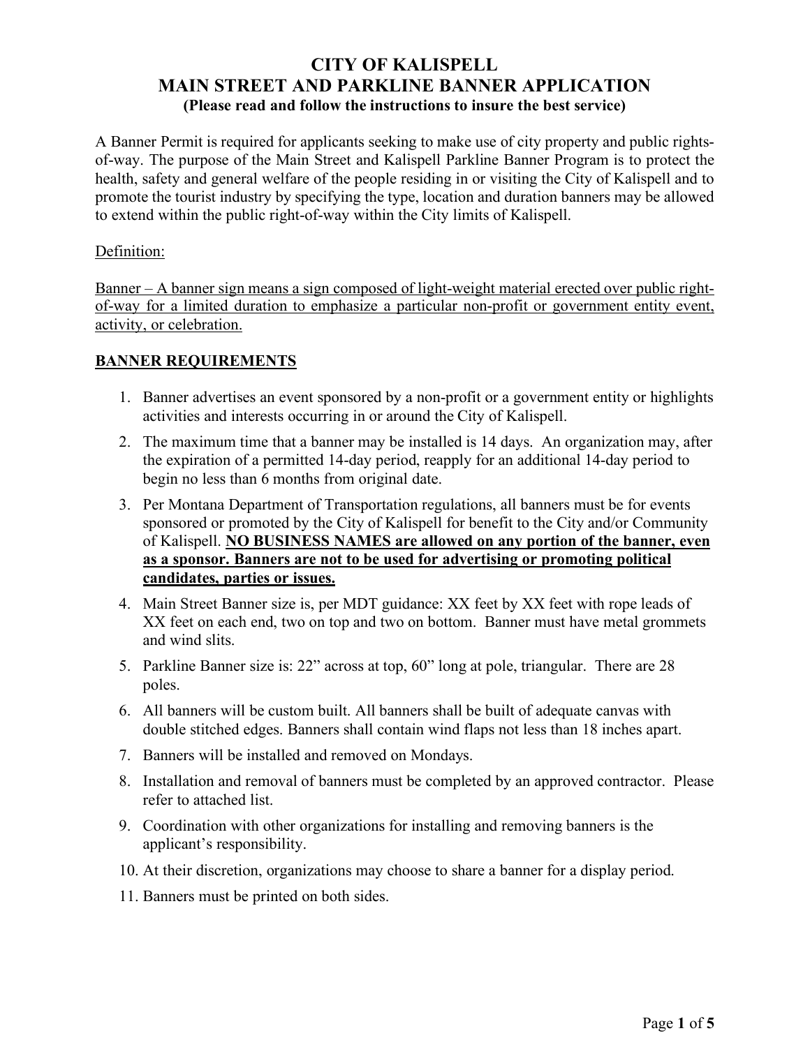# CITY OF KALISPELL
# MAIN STREET AND PARKLINE BANNER APPLICATION

**(Please read and follow the instructions to insure the best service)**

A Banner Permit is required for applicants seeking to make use of city property and public rights-of-way. The purpose of the Main Street and Kalispell Parkline Banner Program is to protect the health, safety and general welfare of the people residing in or visiting the City of Kalispell and to promote the tourist industry by specifying the type, location and duration banners may be allowed to extend within the public right-of-way within the City limits of Kalispell.

Definition:

Banner – A banner sign means a sign composed of light-weight material erected over public right-of-way for a limited duration to emphasize a particular non-profit or government entity event, activity, or celebration.

## BANNER REQUIREMENTS

1. Banner advertises an event sponsored by a non-profit or a government entity or highlights activities and interests occurring in or around the City of Kalispell.
2. The maximum time that a banner may be installed is 14 days. An organization may, after the expiration of a permitted 14-day period, reapply for an additional 14-day period to begin no less than 6 months from original date.
3. Per Montana Department of Transportation regulations, all banners must be for events sponsored or promoted by the City of Kalispell for benefit to the City and/or Community of Kalispell. **NO BUSINESS NAMES are allowed on any portion of the banner, even as a sponsor. Banners are not to be used for advertising or promoting political candidates, parties or issues.**
4. Main Street Banner size is, per MDT guidance: XX feet by XX feet with rope leads of XX feet on each end, two on top and two on bottom. Banner must have metal grommets and wind slits.
5. Parkline Banner size is: 22" across at top, 60" long at pole, triangular. There are 28 poles.
6. All banners will be custom built. All banners shall be built of adequate canvas with double stitched edges. Banners shall contain wind flaps not less than 18 inches apart.
7. Banners will be installed and removed on Mondays.
8. Installation and removal of banners must be completed by an approved contractor. Please refer to attached list.
9. Coordination with other organizations for installing and removing banners is the applicant's responsibility.
10. At their discretion, organizations may choose to share a banner for a display period.
11. Banners must be printed on both sides.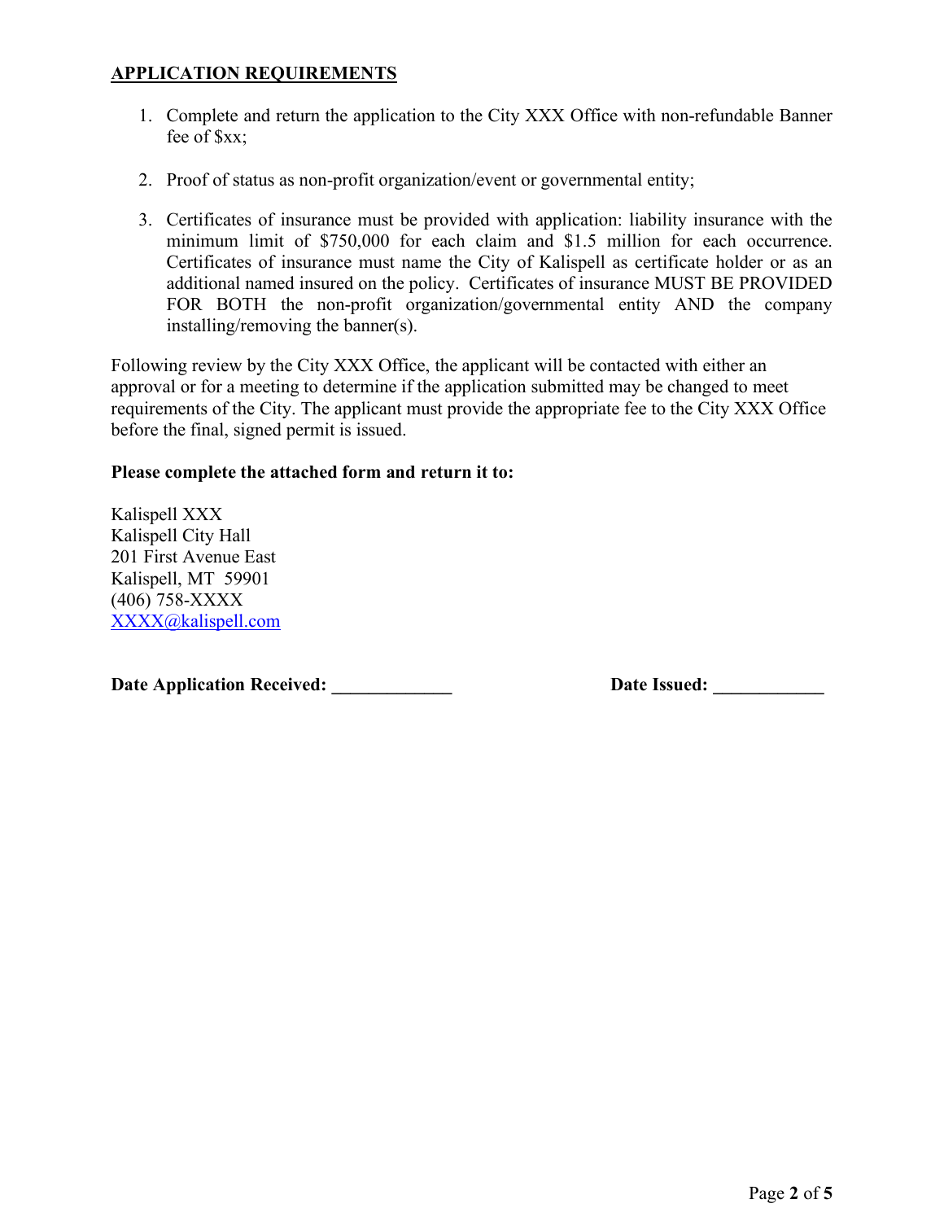## APPLICATION REQUIREMENTS

1. Complete and return the application to the City XXX Office with non-refundable Banner fee of $xx;

2. Proof of status as non-profit organization/event or governmental entity;

3. Certificates of insurance must be provided with application: liability insurance with the minimum limit of $750,000 for each claim and $1.5 million for each occurrence. Certificates of insurance must name the City of Kalispell as certificate holder or as an additional named insured on the policy. Certificates of insurance MUST BE PROVIDED FOR BOTH the non-profit organization/governmental entity AND the company installing/removing the banner(s).

Following review by the City XXX Office, the applicant will be contacted with either an approval or for a meeting to determine if the application submitted may be changed to meet requirements of the City. The applicant must provide the appropriate fee to the City XXX Office before the final, signed permit is issued.

**Please complete the attached form and return it to:**

Kalispell XXX
Kalispell City Hall
201 First Avenue East
Kalispell, MT 59901
(406) 758-XXXX
XXXX@kalispell.com

**Date Application Received: _____________** **Date Issued: ____________**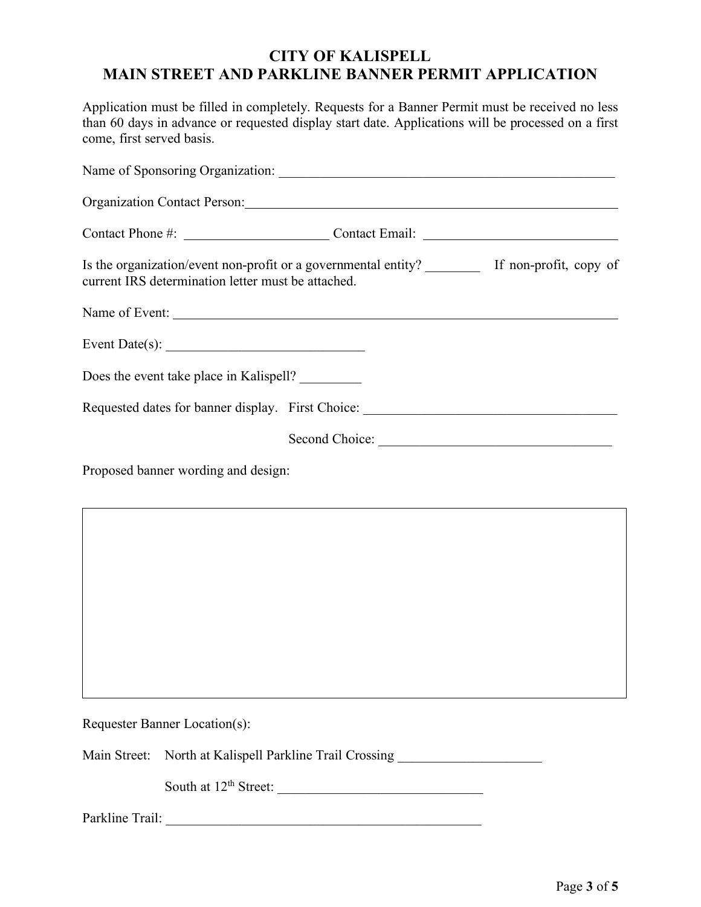# CITY OF KALISPELL
# MAIN STREET AND PARKLINE BANNER PERMIT APPLICATION

Application must be filled in completely. Requests for a Banner Permit must be received no less than 60 days in advance or requested display start date. Applications will be processed on a first come, first served basis.

Name of Sponsoring Organization: ____________________________________________________

Organization Contact Person: ________________________________________________________

Contact Phone #: ______________________ Contact Email: ____________________________

Is the organization/event non-profit or a governmental entity? ________ If non-profit, copy of current IRS determination letter must be attached.

Name of Event: _________________________________________________________________

Event Date(s): ______________________________

Does the event take place in Kalispell? _________

Requested dates for banner display. First Choice: ______________________________________

Second Choice: ___________________________________

Proposed banner wording and design:

| |
|---|
| |

Requester Banner Location(s):

Main Street: North at Kalispell Parkline Trail Crossing _____________________

South at 12th Street: ______________________________

Parkline Trail: ________________________________________________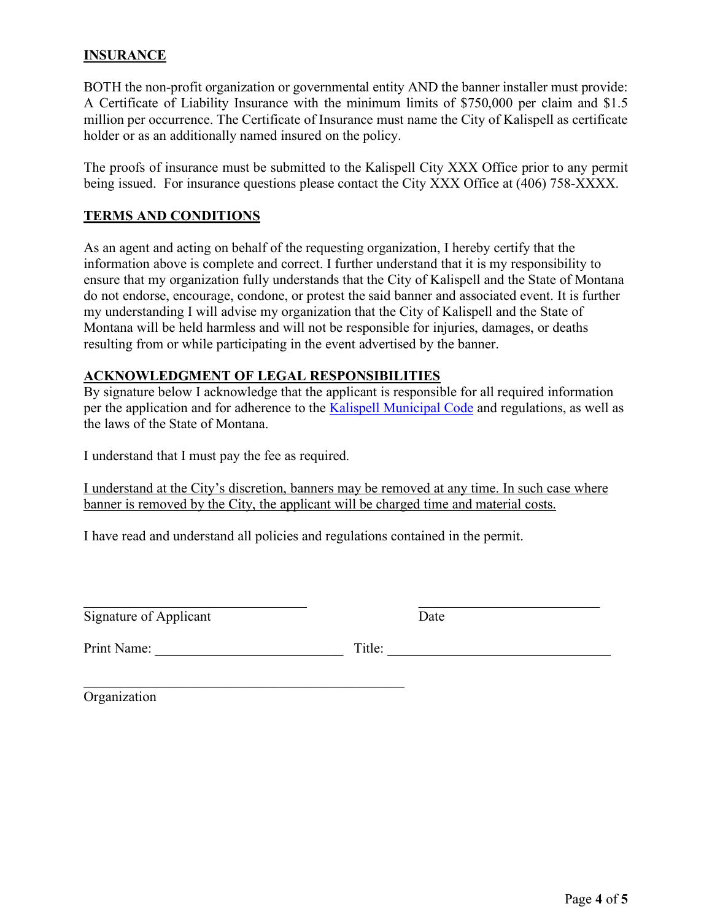## INSURANCE

BOTH the non-profit organization or governmental entity AND the banner installer must provide: A Certificate of Liability Insurance with the minimum limits of $750,000 per claim and $1.5 million per occurrence. The Certificate of Insurance must name the City of Kalispell as certificate holder or as an additionally named insured on the policy.

The proofs of insurance must be submitted to the Kalispell City XXX Office prior to any permit being issued. For insurance questions please contact the City XXX Office at (406) 758-XXXX.

## TERMS AND CONDITIONS

As an agent and acting on behalf of the requesting organization, I hereby certify that the information above is complete and correct. I further understand that it is my responsibility to ensure that my organization fully understands that the City of Kalispell and the State of Montana do not endorse, encourage, condone, or protest the said banner and associated event. It is further my understanding I will advise my organization that the City of Kalispell and the State of Montana will be held harmless and will not be responsible for injuries, damages, or deaths resulting from or while participating in the event advertised by the banner.

## ACKNOWLEDGMENT OF LEGAL RESPONSIBILITIES

By signature below I acknowledge that the applicant is responsible for all required information per the application and for adherence to the Kalispell Municipal Code and regulations, as well as the laws of the State of Montana.

I understand that I must pay the fee as required.

<u>I understand at the City's discretion, banners may be removed at any time. In such case where banner is removed by the City, the applicant will be charged time and material costs.</u>

I have read and understand all policies and regulations contained in the permit.

______________________________ ______________________________
Signature of Applicant Date

Print Name: ______________________________ Title: ______________________________

______________________________
Organization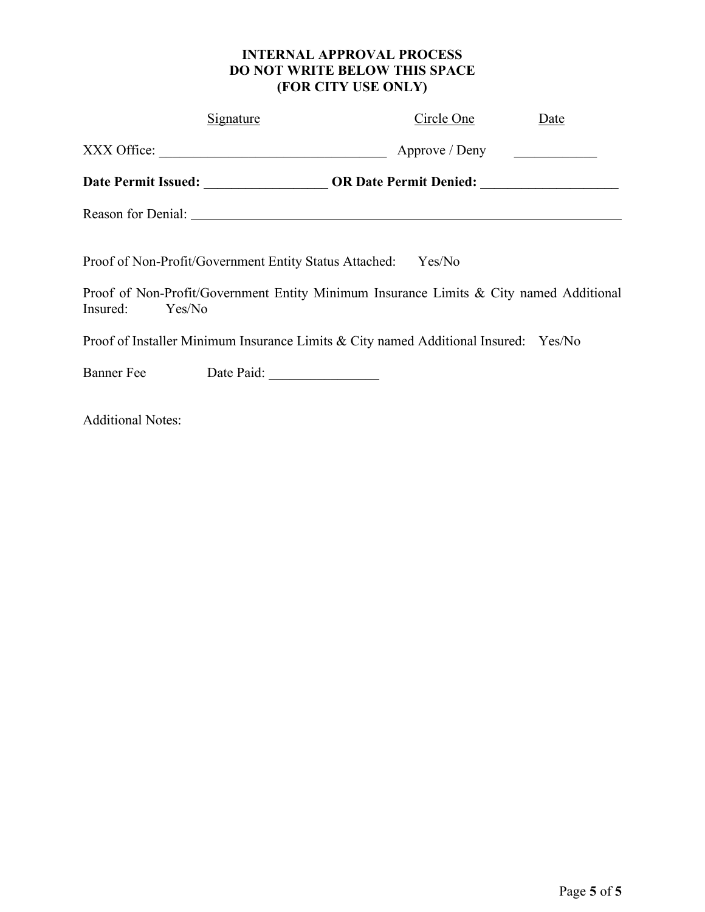**INTERNAL APPROVAL PROCESS**
**DO NOT WRITE BELOW THIS SPACE**
**(FOR CITY USE ONLY)**

| Signature | Circle One | Date |
|---|---|---|
| XXX Office: _________________________________ | Approve / Deny | ____________ |

**Date Permit Issued: __________________ OR Date Permit Denied: ____________________**

Reason for Denial: ________________________________________________________________

Proof of Non-Profit/Government Entity Status Attached: Yes/No

Proof of Non-Profit/Government Entity Minimum Insurance Limits & City named Additional Insured: Yes/No

Proof of Installer Minimum Insurance Limits & City named Additional Insured: Yes/No

Banner Fee Date Paid: ________________

Additional Notes: